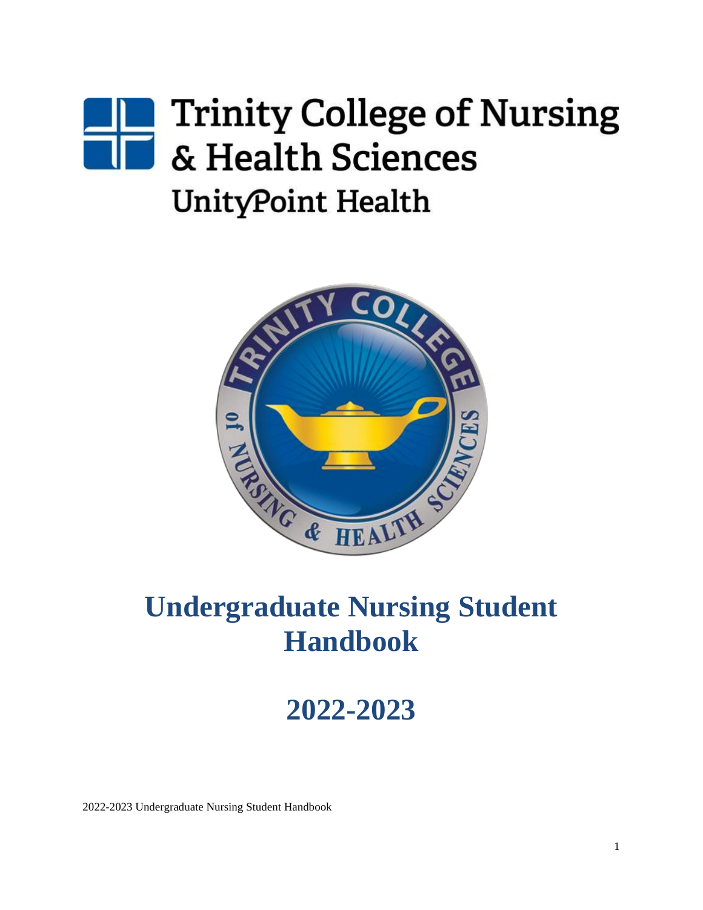# Trinity College of Nursing & Health Sciences

UnityPoint Health

# Undergraduate Nursing Student Handbook

# 2022-2023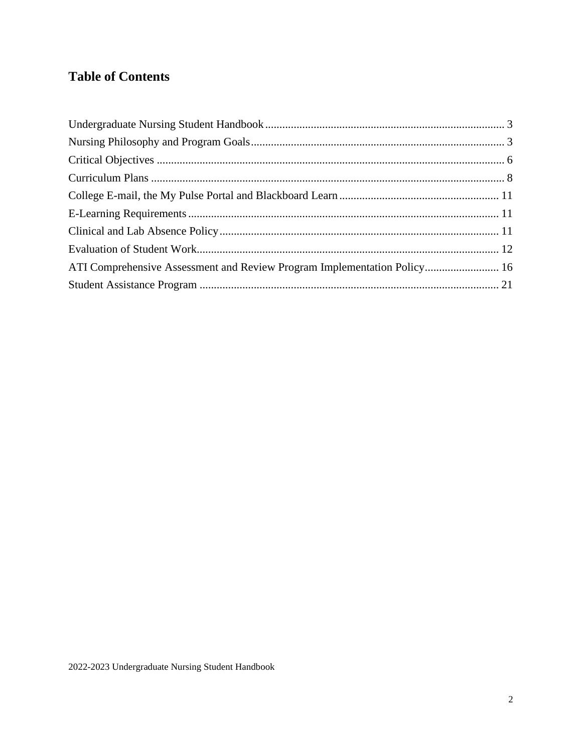## Table of Contents

| | |
|---|---|
| Undergraduate Nursing Student Handbook | 3 |
| Nursing Philosophy and Program Goals | 3 |
| Critical Objectives | 6 |
| Curriculum Plans | 8 |
| College E-mail, the My Pulse Portal and Blackboard Learn | 11 |
| E-Learning Requirements | 11 |
| Clinical and Lab Absence Policy | 11 |
| Evaluation of Student Work | 12 |
| ATI Comprehensive Assessment and Review Program Implementation Policy | 16 |
| Student Assistance Program | 21 |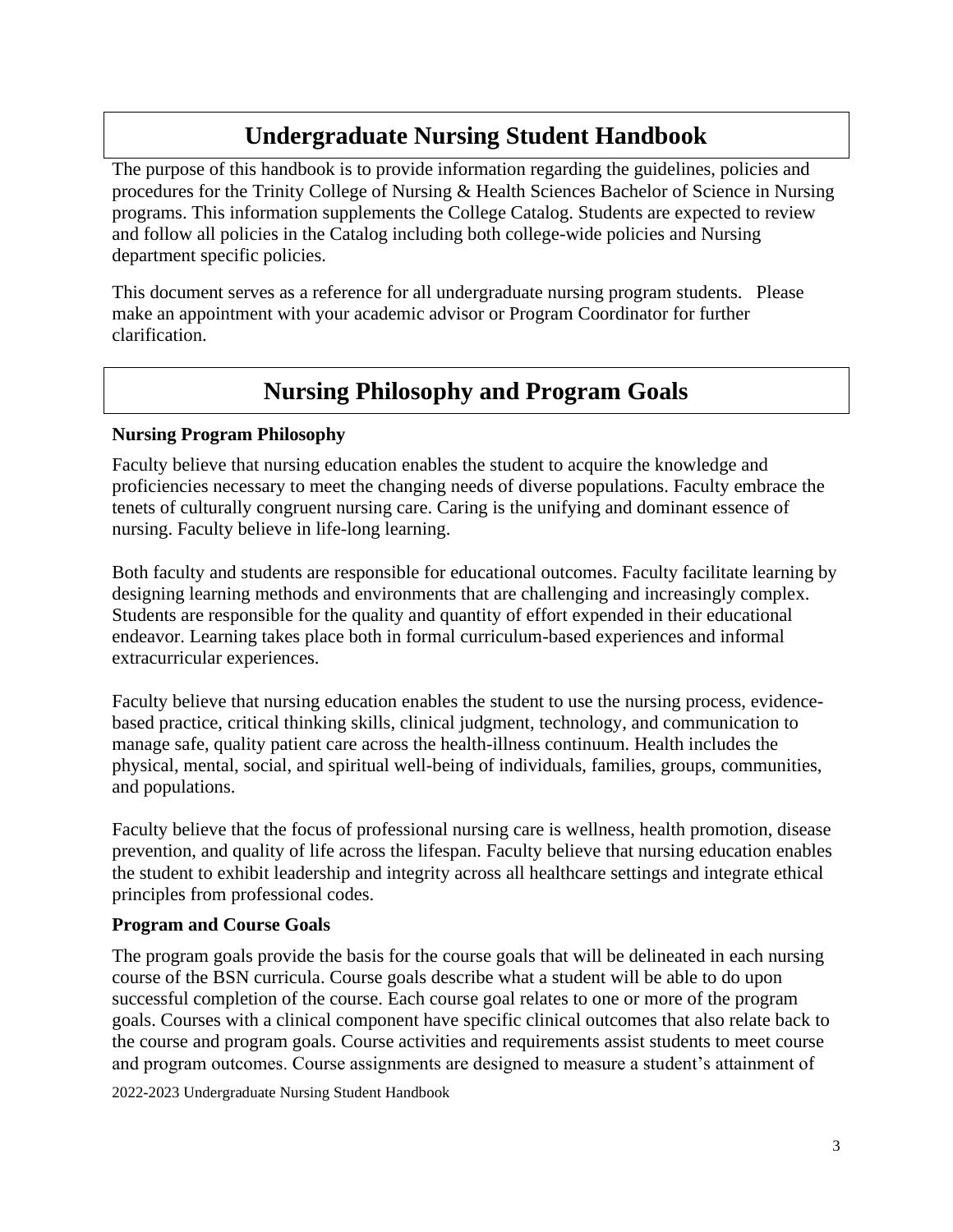# Undergraduate Nursing Student Handbook

The purpose of this handbook is to provide information regarding the guidelines, policies and procedures for the Trinity College of Nursing & Health Sciences Bachelor of Science in Nursing programs. This information supplements the College Catalog. Students are expected to review and follow all policies in the Catalog including both college-wide policies and Nursing department specific policies.

This document serves as a reference for all undergraduate nursing program students. Please make an appointment with your academic advisor or Program Coordinator for further clarification.

# Nursing Philosophy and Program Goals

### Nursing Program Philosophy

Faculty believe that nursing education enables the student to acquire the knowledge and proficiencies necessary to meet the changing needs of diverse populations. Faculty embrace the tenets of culturally congruent nursing care. Caring is the unifying and dominant essence of nursing. Faculty believe in life-long learning.

Both faculty and students are responsible for educational outcomes. Faculty facilitate learning by designing learning methods and environments that are challenging and increasingly complex. Students are responsible for the quality and quantity of effort expended in their educational endeavor. Learning takes place both in formal curriculum-based experiences and informal extracurricular experiences.

Faculty believe that nursing education enables the student to use the nursing process, evidence-based practice, critical thinking skills, clinical judgment, technology, and communication to manage safe, quality patient care across the health-illness continuum. Health includes the physical, mental, social, and spiritual well-being of individuals, families, groups, communities, and populations.

Faculty believe that the focus of professional nursing care is wellness, health promotion, disease prevention, and quality of life across the lifespan. Faculty believe that nursing education enables the student to exhibit leadership and integrity across all healthcare settings and integrate ethical principles from professional codes.

### Program and Course Goals

The program goals provide the basis for the course goals that will be delineated in each nursing course of the BSN curricula. Course goals describe what a student will be able to do upon successful completion of the course. Each course goal relates to one or more of the program goals. Courses with a clinical component have specific clinical outcomes that also relate back to the course and program goals. Course activities and requirements assist students to meet course and program outcomes. Course assignments are designed to measure a student's attainment of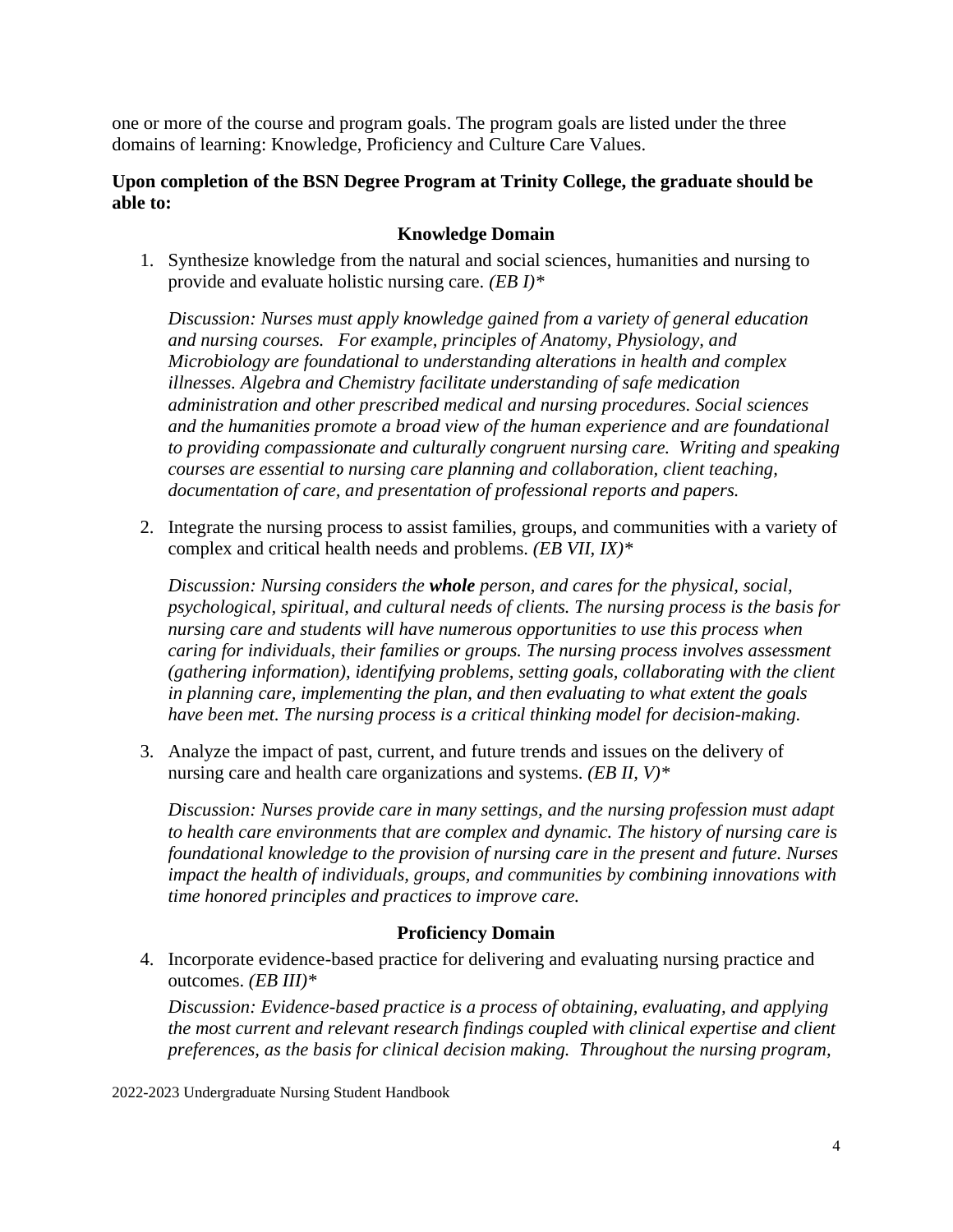one or more of the course and program goals. The program goals are listed under the three domains of learning: Knowledge, Proficiency and Culture Care Values.

**Upon completion of the BSN Degree Program at Trinity College, the graduate should be able to:**

### Knowledge Domain

1. Synthesize knowledge from the natural and social sciences, humanities and nursing to provide and evaluate holistic nursing care. *(EB I)**

   *Discussion: Nurses must apply knowledge gained from a variety of general education and nursing courses. For example, principles of Anatomy, Physiology, and Microbiology are foundational to understanding alterations in health and complex illnesses. Algebra and Chemistry facilitate understanding of safe medication administration and other prescribed medical and nursing procedures. Social sciences and the humanities promote a broad view of the human experience and are foundational to providing compassionate and culturally congruent nursing care. Writing and speaking courses are essential to nursing care planning and collaboration, client teaching, documentation of care, and presentation of professional reports and papers.*

2. Integrate the nursing process to assist families, groups, and communities with a variety of complex and critical health needs and problems. *(EB VII, IX)**

   *Discussion: Nursing considers the **whole** person, and cares for the physical, social, psychological, spiritual, and cultural needs of clients. The nursing process is the basis for nursing care and students will have numerous opportunities to use this process when caring for individuals, their families or groups. The nursing process involves assessment (gathering information), identifying problems, setting goals, collaborating with the client in planning care, implementing the plan, and then evaluating to what extent the goals have been met. The nursing process is a critical thinking model for decision-making.*

3. Analyze the impact of past, current, and future trends and issues on the delivery of nursing care and health care organizations and systems. *(EB II, V)**

   *Discussion: Nurses provide care in many settings, and the nursing profession must adapt to health care environments that are complex and dynamic. The history of nursing care is foundational knowledge to the provision of nursing care in the present and future. Nurses impact the health of individuals, groups, and communities by combining innovations with time honored principles and practices to improve care.*

### Proficiency Domain

4. Incorporate evidence-based practice for delivering and evaluating nursing practice and outcomes. *(EB III)**

   *Discussion: Evidence-based practice is a process of obtaining, evaluating, and applying the most current and relevant research findings coupled with clinical expertise and client preferences, as the basis for clinical decision making. Throughout the nursing program,*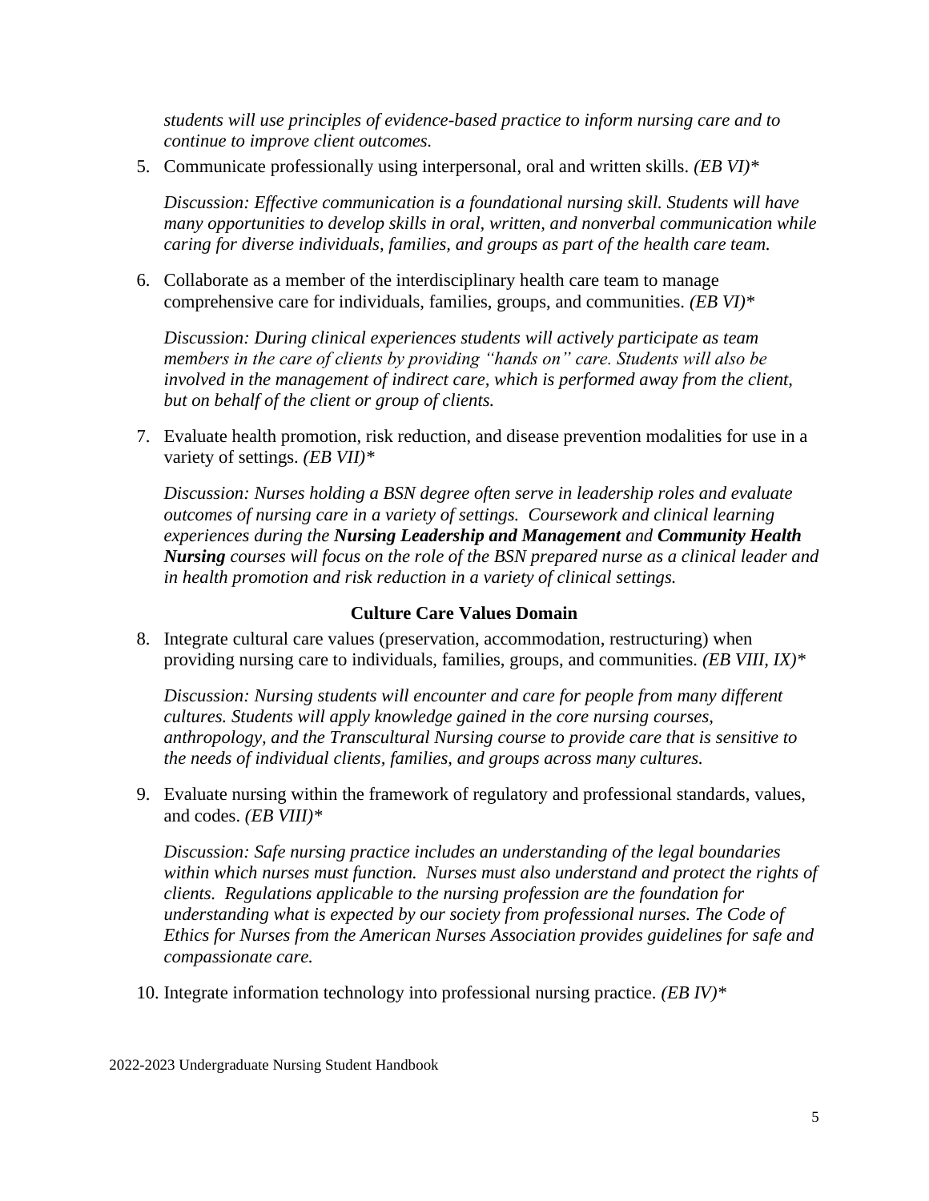*students will use principles of evidence-based practice to inform nursing care and to continue to improve client outcomes.*

5. Communicate professionally using interpersonal, oral and written skills. *(EB VI)\**

   *Discussion: Effective communication is a foundational nursing skill. Students will have many opportunities to develop skills in oral, written, and nonverbal communication while caring for diverse individuals, families, and groups as part of the health care team.*

6. Collaborate as a member of the interdisciplinary health care team to manage comprehensive care for individuals, families, groups, and communities. *(EB VI)\**

   *Discussion: During clinical experiences students will actively participate as team members in the care of clients by providing "hands on" care. Students will also be involved in the management of indirect care, which is performed away from the client, but on behalf of the client or group of clients.*

7. Evaluate health promotion, risk reduction, and disease prevention modalities for use in a variety of settings. *(EB VII)\**

   *Discussion: Nurses holding a BSN degree often serve in leadership roles and evaluate outcomes of nursing care in a variety of settings. Coursework and clinical learning experiences during the **Nursing Leadership and Management** and **Community Health Nursing** courses will focus on the role of the BSN prepared nurse as a clinical leader and in health promotion and risk reduction in a variety of clinical settings.*

### Culture Care Values Domain

8. Integrate cultural care values (preservation, accommodation, restructuring) when providing nursing care to individuals, families, groups, and communities. *(EB VIII, IX)\**

   *Discussion: Nursing students will encounter and care for people from many different cultures. Students will apply knowledge gained in the core nursing courses, anthropology, and the Transcultural Nursing course to provide care that is sensitive to the needs of individual clients, families, and groups across many cultures.*

9. Evaluate nursing within the framework of regulatory and professional standards, values, and codes. *(EB VIII)\**

   *Discussion: Safe nursing practice includes an understanding of the legal boundaries within which nurses must function. Nurses must also understand and protect the rights of clients. Regulations applicable to the nursing profession are the foundation for understanding what is expected by our society from professional nurses. The Code of Ethics for Nurses from the American Nurses Association provides guidelines for safe and compassionate care.*

10. Integrate information technology into professional nursing practice. *(EB IV)\**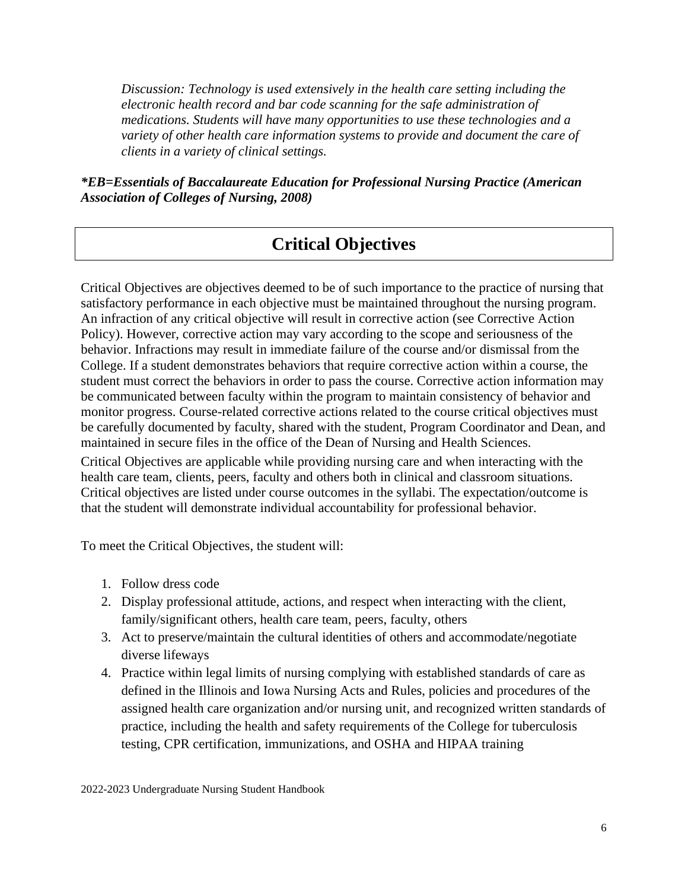*Discussion: Technology is used extensively in the health care setting including the electronic health record and bar code scanning for the safe administration of medications. Students will have many opportunities to use these technologies and a variety of other health care information systems to provide and document the care of clients in a variety of clinical settings.*

***EB=Essentials of Baccalaureate Education for Professional Nursing Practice (American Association of Colleges of Nursing, 2008)***

# Critical Objectives

Critical Objectives are objectives deemed to be of such importance to the practice of nursing that satisfactory performance in each objective must be maintained throughout the nursing program. An infraction of any critical objective will result in corrective action (see Corrective Action Policy). However, corrective action may vary according to the scope and seriousness of the behavior. Infractions may result in immediate failure of the course and/or dismissal from the College. If a student demonstrates behaviors that require corrective action within a course, the student must correct the behaviors in order to pass the course. Corrective action information may be communicated between faculty within the program to maintain consistency of behavior and monitor progress. Course-related corrective actions related to the course critical objectives must be carefully documented by faculty, shared with the student, Program Coordinator and Dean, and maintained in secure files in the office of the Dean of Nursing and Health Sciences.

Critical Objectives are applicable while providing nursing care and when interacting with the health care team, clients, peers, faculty and others both in clinical and classroom situations. Critical objectives are listed under course outcomes in the syllabi. The expectation/outcome is that the student will demonstrate individual accountability for professional behavior.

To meet the Critical Objectives, the student will:

1. Follow dress code
2. Display professional attitude, actions, and respect when interacting with the client, family/significant others, health care team, peers, faculty, others
3. Act to preserve/maintain the cultural identities of others and accommodate/negotiate diverse lifeways
4. Practice within legal limits of nursing complying with established standards of care as defined in the Illinois and Iowa Nursing Acts and Rules, policies and procedures of the assigned health care organization and/or nursing unit, and recognized written standards of practice, including the health and safety requirements of the College for tuberculosis testing, CPR certification, immunizations, and OSHA and HIPAA training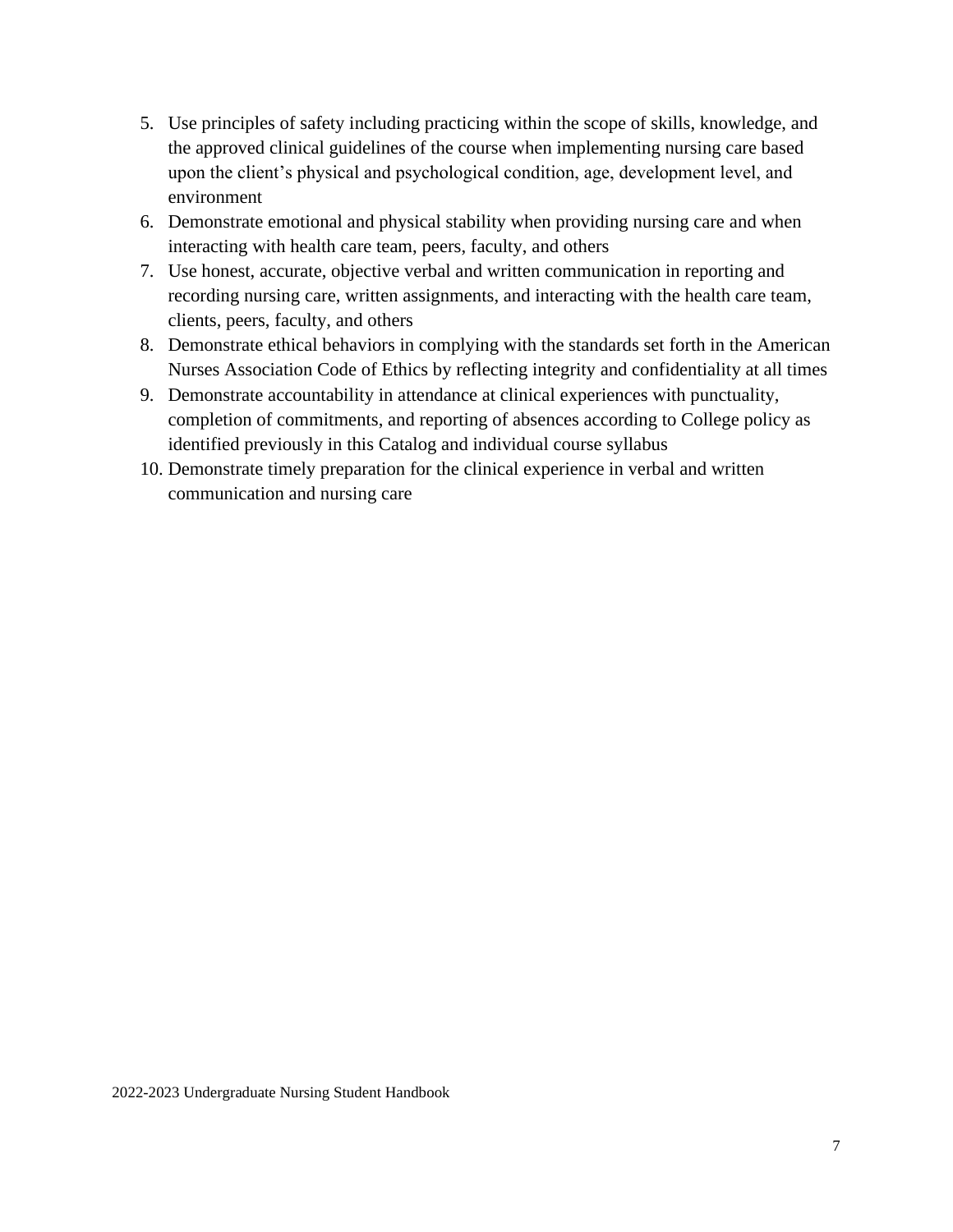5. Use principles of safety including practicing within the scope of skills, knowledge, and the approved clinical guidelines of the course when implementing nursing care based upon the client's physical and psychological condition, age, development level, and environment
6. Demonstrate emotional and physical stability when providing nursing care and when interacting with health care team, peers, faculty, and others
7. Use honest, accurate, objective verbal and written communication in reporting and recording nursing care, written assignments, and interacting with the health care team, clients, peers, faculty, and others
8. Demonstrate ethical behaviors in complying with the standards set forth in the American Nurses Association Code of Ethics by reflecting integrity and confidentiality at all times
9. Demonstrate accountability in attendance at clinical experiences with punctuality, completion of commitments, and reporting of absences according to College policy as identified previously in this Catalog and individual course syllabus
10. Demonstrate timely preparation for the clinical experience in verbal and written communication and nursing care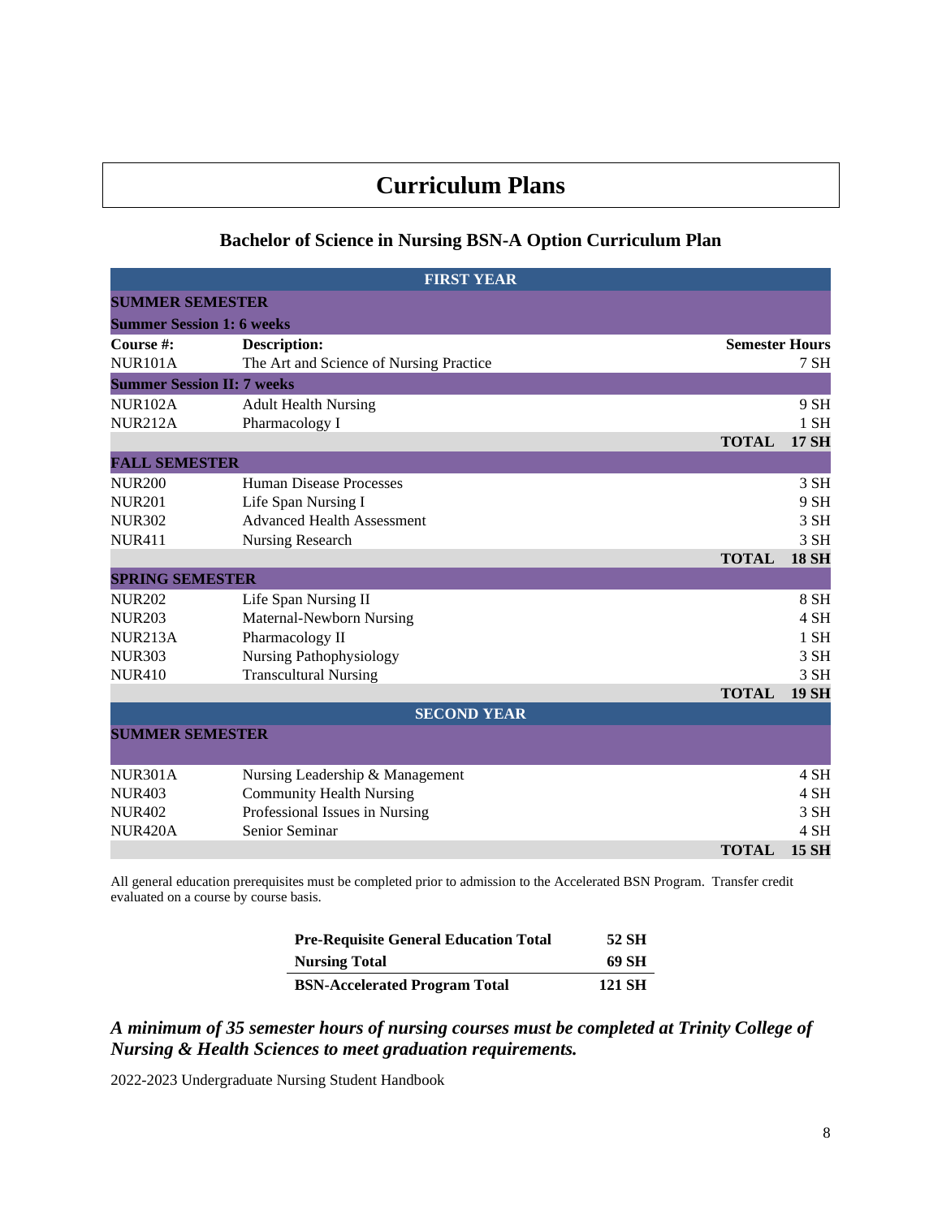# Curriculum Plans

## Bachelor of Science in Nursing BSN-A Option Curriculum Plan

| Course #: | Description: | Semester Hours |
|---|---|---|
| **FIRST YEAR** | | |
| **SUMMER SEMESTER** | | |
| **Summer Session 1: 6 weeks** | | |
| NUR101A | The Art and Science of Nursing Practice | 7 SH |
| **Summer Session II: 7 weeks** | | |
| NUR102A | Adult Health Nursing | 9 SH |
| NUR212A | Pharmacology I | 1 SH |
| | **TOTAL** | **17 SH** |
| **FALL SEMESTER** | | |
| NUR200 | Human Disease Processes | 3 SH |
| NUR201 | Life Span Nursing I | 9 SH |
| NUR302 | Advanced Health Assessment | 3 SH |
| NUR411 | Nursing Research | 3 SH |
| | **TOTAL** | **18 SH** |
| **SPRING SEMESTER** | | |
| NUR202 | Life Span Nursing II | 8 SH |
| NUR203 | Maternal-Newborn Nursing | 4 SH |
| NUR213A | Pharmacology II | 1 SH |
| NUR303 | Nursing Pathophysiology | 3 SH |
| NUR410 | Transcultural Nursing | 3 SH |
| | **TOTAL** | **19 SH** |
| **SECOND YEAR** | | |
| **SUMMER SEMESTER** | | |
| NUR301A | Nursing Leadership & Management | 4 SH |
| NUR403 | Community Health Nursing | 4 SH |
| NUR402 | Professional Issues in Nursing | 3 SH |
| NUR420A | Senior Seminar | 4 SH |
| | **TOTAL** | **15 SH** |

All general education prerequisites must be completed prior to admission to the Accelerated BSN Program. Transfer credit evaluated on a course by course basis.

| | |
|---|---|
| **Pre-Requisite General Education Total** | **52 SH** |
| **Nursing Total** | **69 SH** |
| **BSN-Accelerated Program Total** | **121 SH** |

***A minimum of 35 semester hours of nursing courses must be completed at Trinity College of Nursing & Health Sciences to meet graduation requirements.***

2022-2023 Undergraduate Nursing Student Handbook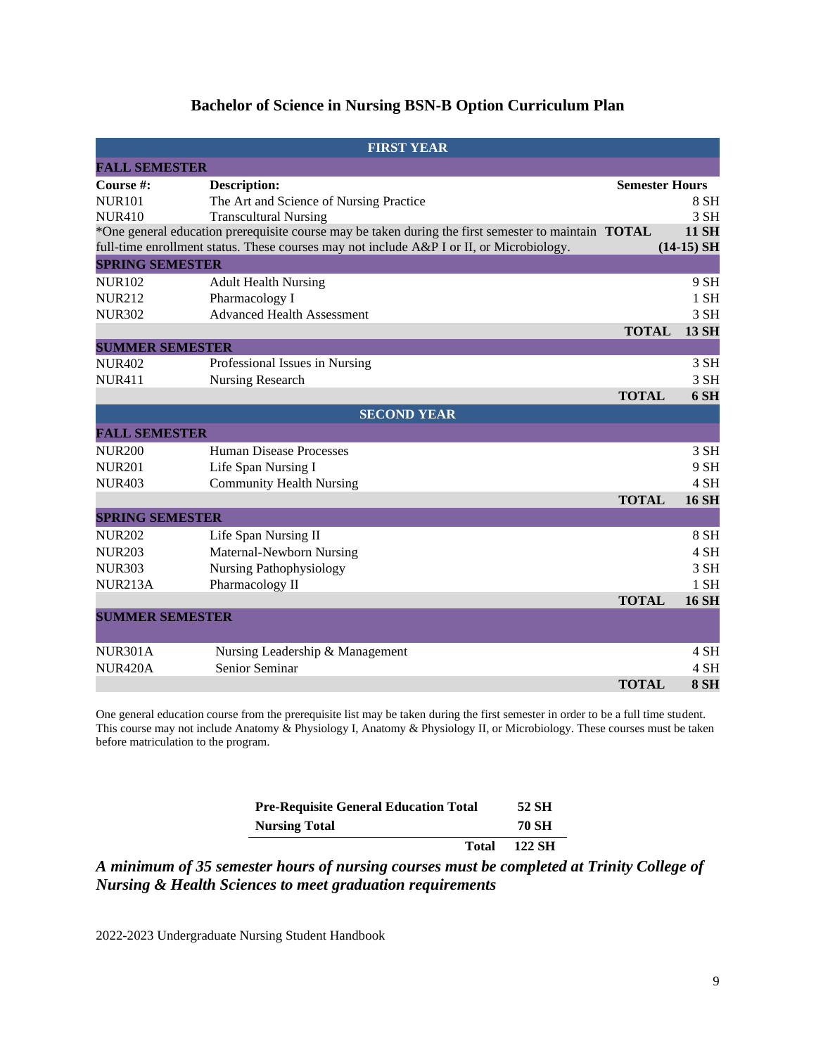# Bachelor of Science in Nursing BSN-B Option Curriculum Plan

| Course #: | Description: | Semester Hours |
|---|---|---|
| **FIRST YEAR** | | |
| **FALL SEMESTER** | | |
| NUR101 | The Art and Science of Nursing Practice | 8 SH |
| NUR410 | Transcultural Nursing | 3 SH |
| *One general education prerequisite course may be taken during the first semester to maintain full-time enrollment status. These courses may not include A&P I or II, or Microbiology. | **TOTAL** | **11 SH** **(14-15) SH** |
| **SPRING SEMESTER** | | |
| NUR102 | Adult Health Nursing | 9 SH |
| NUR212 | Pharmacology I | 1 SH |
| NUR302 | Advanced Health Assessment | 3 SH |
| | **TOTAL** | **13 SH** |
| **SUMMER SEMESTER** | | |
| NUR402 | Professional Issues in Nursing | 3 SH |
| NUR411 | Nursing Research | 3 SH |
| | **TOTAL** | **6 SH** |
| **SECOND YEAR** | | |
| **FALL SEMESTER** | | |
| NUR200 | Human Disease Processes | 3 SH |
| NUR201 | Life Span Nursing I | 9 SH |
| NUR403 | Community Health Nursing | 4 SH |
| | **TOTAL** | **16 SH** |
| **SPRING SEMESTER** | | |
| NUR202 | Life Span Nursing II | 8 SH |
| NUR203 | Maternal-Newborn Nursing | 4 SH |
| NUR303 | Nursing Pathophysiology | 3 SH |
| NUR213A | Pharmacology II | 1 SH |
| | **TOTAL** | **16 SH** |
| **SUMMER SEMESTER** | | |
| NUR301A | Nursing Leadership & Management | 4 SH |
| NUR420A | Senior Seminar | 4 SH |
| | **TOTAL** | **8 SH** |

One general education course from the prerequisite list may be taken during the first semester in order to be a full time student. This course may not include Anatomy & Physiology I, Anatomy & Physiology II, or Microbiology. These courses must be taken before matriculation to the program.

| | |
|---|---|
| **Pre-Requisite General Education Total** | **52 SH** |
| **Nursing Total** | **70 SH** |
| **Total** | **122 SH** |

***A minimum of 35 semester hours of nursing courses must be completed at Trinity College of Nursing & Health Sciences to meet graduation requirements***

2022-2023 Undergraduate Nursing Student Handbook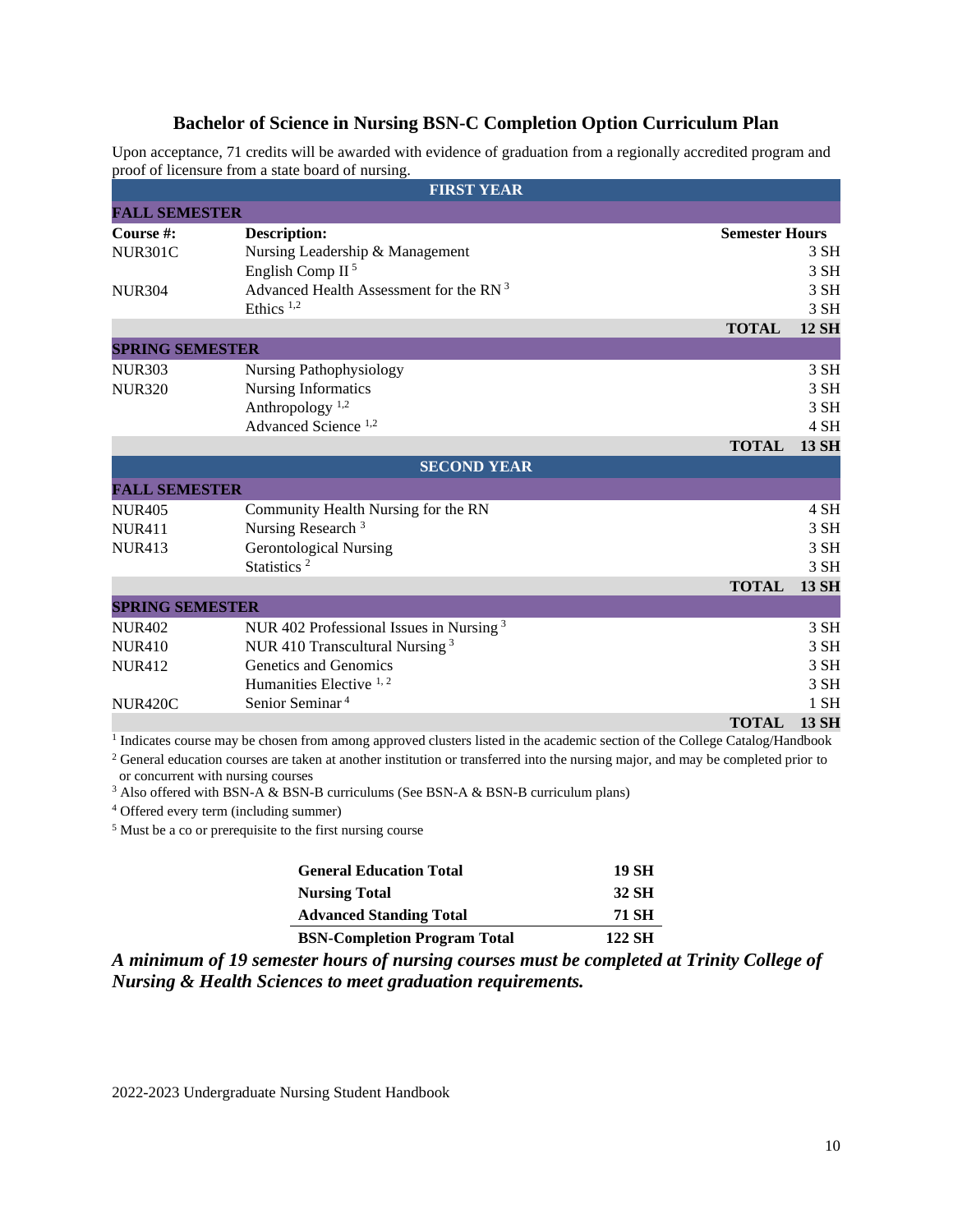## Bachelor of Science in Nursing BSN-C Completion Option Curriculum Plan

Upon acceptance, 71 credits will be awarded with evidence of graduation from a regionally accredited program and proof of licensure from a state board of nursing.

| Course #: | Description: | Semester Hours |
|---|---|---|
| **FIRST YEAR** | | |
| **FALL SEMESTER** | | |
| NUR301C | Nursing Leadership & Management | 3 SH |
| | English Comp II [5] | 3 SH |
| NUR304 | Advanced Health Assessment for the RN [3] | 3 SH |
| | Ethics [1,2] | 3 SH |
| | **TOTAL** | **12 SH** |
| **SPRING SEMESTER** | | |
| NUR303 | Nursing Pathophysiology | 3 SH |
| NUR320 | Nursing Informatics | 3 SH |
| | Anthropology [1,2] | 3 SH |
| | Advanced Science [1,2] | 4 SH |
| | **TOTAL** | **13 SH** |
| **SECOND YEAR** | | |
| **FALL SEMESTER** | | |
| NUR405 | Community Health Nursing for the RN | 4 SH |
| NUR411 | Nursing Research [3] | 3 SH |
| NUR413 | Gerontological Nursing | 3 SH |
| | Statistics [2] | 3 SH |
| | **TOTAL** | **13 SH** |
| **SPRING SEMESTER** | | |
| NUR402 | NUR 402 Professional Issues in Nursing [3] | 3 SH |
| NUR410 | NUR 410 Transcultural Nursing [3] | 3 SH |
| NUR412 | Genetics and Genomics | 3 SH |
| | Humanities Elective [1, 2] | 3 SH |
| NUR420C | Senior Seminar [4] | 1 SH |
| | **TOTAL** | **13 SH** |

[1] Indicates course may be chosen from among approved clusters listed in the academic section of the College Catalog/Handbook

[2] General education courses are taken at another institution or transferred into the nursing major, and may be completed prior to or concurrent with nursing courses

[3] Also offered with BSN-A & BSN-B curriculums (See BSN-A & BSN-B curriculum plans)

[4] Offered every term (including summer)

[5] Must be a co or prerequisite to the first nursing course

| | |
|---|---|
| **General Education Total** | **19 SH** |
| **Nursing Total** | **32 SH** |
| **Advanced Standing Total** | **71 SH** |
| **BSN-Completion Program Total** | **122 SH** |

***A minimum of 19 semester hours of nursing courses must be completed at Trinity College of Nursing & Health Sciences to meet graduation requirements.***

2022-2023 Undergraduate Nursing Student Handbook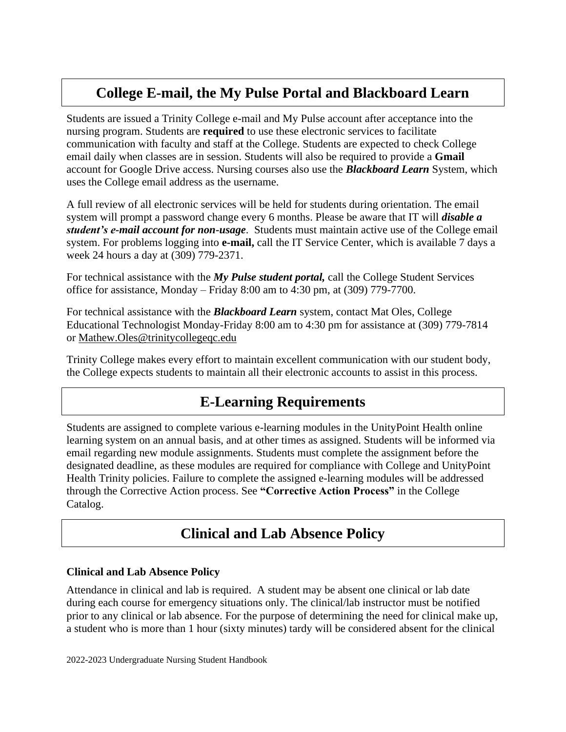## College E-mail, the My Pulse Portal and Blackboard Learn

Students are issued a Trinity College e-mail and My Pulse account after acceptance into the nursing program. Students are **required** to use these electronic services to facilitate communication with faculty and staff at the College. Students are expected to check College email daily when classes are in session. Students will also be required to provide a **Gmail** account for Google Drive access. Nursing courses also use the ***Blackboard Learn*** System, which uses the College email address as the username.

A full review of all electronic services will be held for students during orientation. The email system will prompt a password change every 6 months. Please be aware that IT will ***disable a student's e-mail account for non-usage***. Students must maintain active use of the College email system. For problems logging into **e-mail,** call the IT Service Center, which is available 7 days a week 24 hours a day at (309) 779-2371.

For technical assistance with the ***My Pulse student portal,*** call the College Student Services office for assistance, Monday – Friday 8:00 am to 4:30 pm, at (309) 779-7700.

For technical assistance with the ***Blackboard Learn*** system, contact Mat Oles, College Educational Technologist Monday-Friday 8:00 am to 4:30 pm for assistance at (309) 779-7814 or Mathew.Oles@trinitycollegeqc.edu

Trinity College makes every effort to maintain excellent communication with our student body, the College expects students to maintain all their electronic accounts to assist in this process.

## E-Learning Requirements

Students are assigned to complete various e-learning modules in the UnityPoint Health online learning system on an annual basis, and at other times as assigned. Students will be informed via email regarding new module assignments. Students must complete the assignment before the designated deadline, as these modules are required for compliance with College and UnityPoint Health Trinity policies. Failure to complete the assigned e-learning modules will be addressed through the Corrective Action process. See **"Corrective Action Process"** in the College Catalog.

## Clinical and Lab Absence Policy

### Clinical and Lab Absence Policy

Attendance in clinical and lab is required. A student may be absent one clinical or lab date during each course for emergency situations only. The clinical/lab instructor must be notified prior to any clinical or lab absence. For the purpose of determining the need for clinical make up, a student who is more than 1 hour (sixty minutes) tardy will be considered absent for the clinical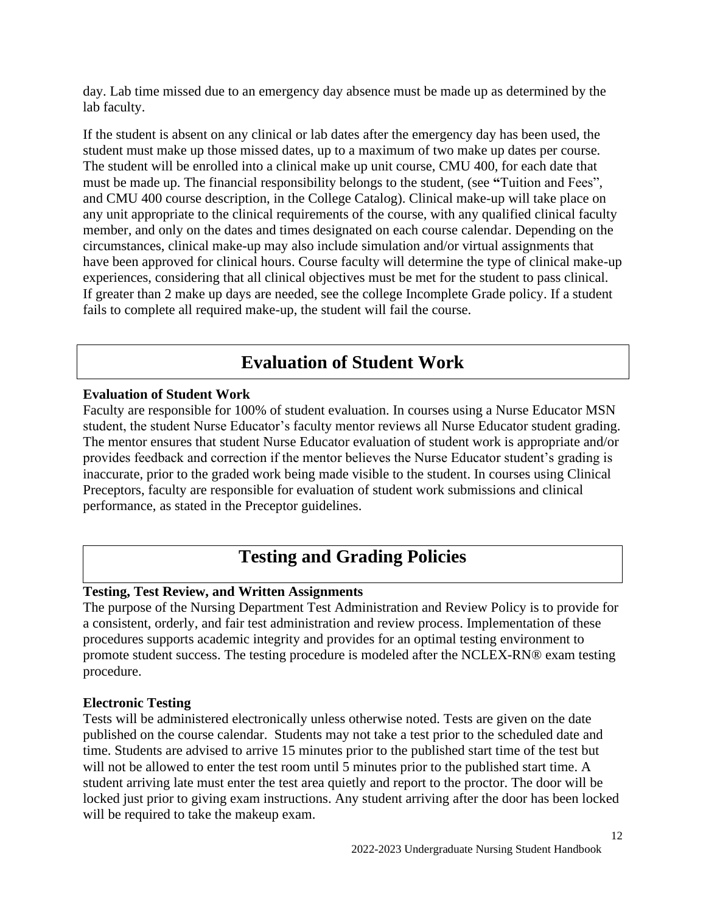day. Lab time missed due to an emergency day absence must be made up as determined by the lab faculty.

If the student is absent on any clinical or lab dates after the emergency day has been used, the student must make up those missed dates, up to a maximum of two make up dates per course. The student will be enrolled into a clinical make up unit course, CMU 400, for each date that must be made up. The financial responsibility belongs to the student, (see "Tuition and Fees", and CMU 400 course description, in the College Catalog). Clinical make-up will take place on any unit appropriate to the clinical requirements of the course, with any qualified clinical faculty member, and only on the dates and times designated on each course calendar. Depending on the circumstances, clinical make-up may also include simulation and/or virtual assignments that have been approved for clinical hours. Course faculty will determine the type of clinical make-up experiences, considering that all clinical objectives must be met for the student to pass clinical. If greater than 2 make up days are needed, see the college Incomplete Grade policy. If a student fails to complete all required make-up, the student will fail the course.

# Evaluation of Student Work

**Evaluation of Student Work**

Faculty are responsible for 100% of student evaluation. In courses using a Nurse Educator MSN student, the student Nurse Educator's faculty mentor reviews all Nurse Educator student grading. The mentor ensures that student Nurse Educator evaluation of student work is appropriate and/or provides feedback and correction if the mentor believes the Nurse Educator student's grading is inaccurate, prior to the graded work being made visible to the student. In courses using Clinical Preceptors, faculty are responsible for evaluation of student work submissions and clinical performance, as stated in the Preceptor guidelines.

# Testing and Grading Policies

**Testing, Test Review, and Written Assignments**

The purpose of the Nursing Department Test Administration and Review Policy is to provide for a consistent, orderly, and fair test administration and review process. Implementation of these procedures supports academic integrity and provides for an optimal testing environment to promote student success. The testing procedure is modeled after the NCLEX-RN® exam testing procedure.

**Electronic Testing**

Tests will be administered electronically unless otherwise noted. Tests are given on the date published on the course calendar. Students may not take a test prior to the scheduled date and time. Students are advised to arrive 15 minutes prior to the published start time of the test but will not be allowed to enter the test room until 5 minutes prior to the published start time. A student arriving late must enter the test area quietly and report to the proctor. The door will be locked just prior to giving exam instructions. Any student arriving after the door has been locked will be required to take the makeup exam.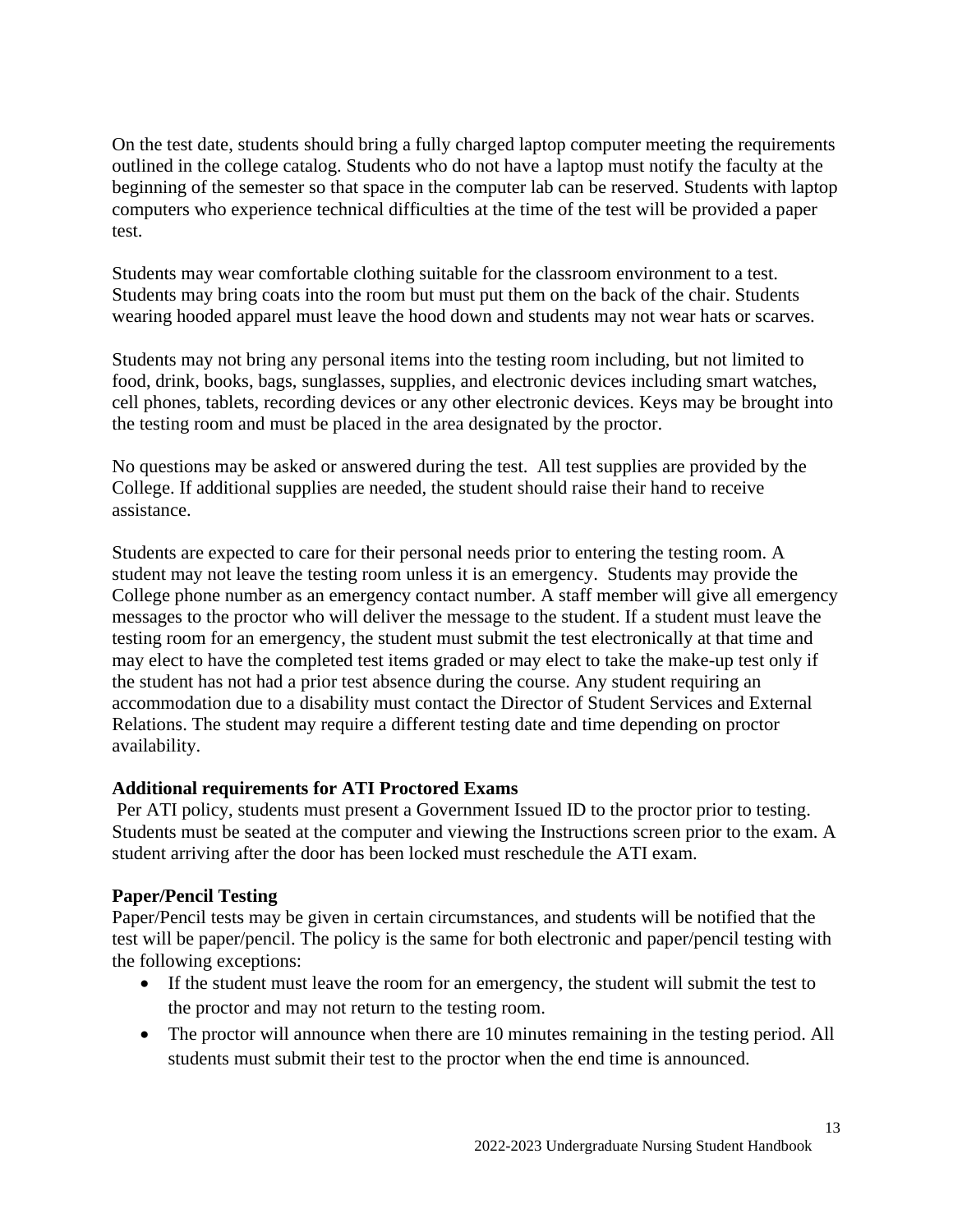On the test date, students should bring a fully charged laptop computer meeting the requirements outlined in the college catalog. Students who do not have a laptop must notify the faculty at the beginning of the semester so that space in the computer lab can be reserved. Students with laptop computers who experience technical difficulties at the time of the test will be provided a paper test.

Students may wear comfortable clothing suitable for the classroom environment to a test. Students may bring coats into the room but must put them on the back of the chair. Students wearing hooded apparel must leave the hood down and students may not wear hats or scarves.

Students may not bring any personal items into the testing room including, but not limited to food, drink, books, bags, sunglasses, supplies, and electronic devices including smart watches, cell phones, tablets, recording devices or any other electronic devices. Keys may be brought into the testing room and must be placed in the area designated by the proctor.

No questions may be asked or answered during the test. All test supplies are provided by the College. If additional supplies are needed, the student should raise their hand to receive assistance.

Students are expected to care for their personal needs prior to entering the testing room. A student may not leave the testing room unless it is an emergency. Students may provide the College phone number as an emergency contact number. A staff member will give all emergency messages to the proctor who will deliver the message to the student. If a student must leave the testing room for an emergency, the student must submit the test electronically at that time and may elect to have the completed test items graded or may elect to take the make-up test only if the student has not had a prior test absence during the course. Any student requiring an accommodation due to a disability must contact the Director of Student Services and External Relations. The student may require a different testing date and time depending on proctor availability.

**Additional requirements for ATI Proctored Exams**

Per ATI policy, students must present a Government Issued ID to the proctor prior to testing. Students must be seated at the computer and viewing the Instructions screen prior to the exam. A student arriving after the door has been locked must reschedule the ATI exam.

**Paper/Pencil Testing**

Paper/Pencil tests may be given in certain circumstances, and students will be notified that the test will be paper/pencil. The policy is the same for both electronic and paper/pencil testing with the following exceptions:

- If the student must leave the room for an emergency, the student will submit the test to the proctor and may not return to the testing room.
- The proctor will announce when there are 10 minutes remaining in the testing period. All students must submit their test to the proctor when the end time is announced.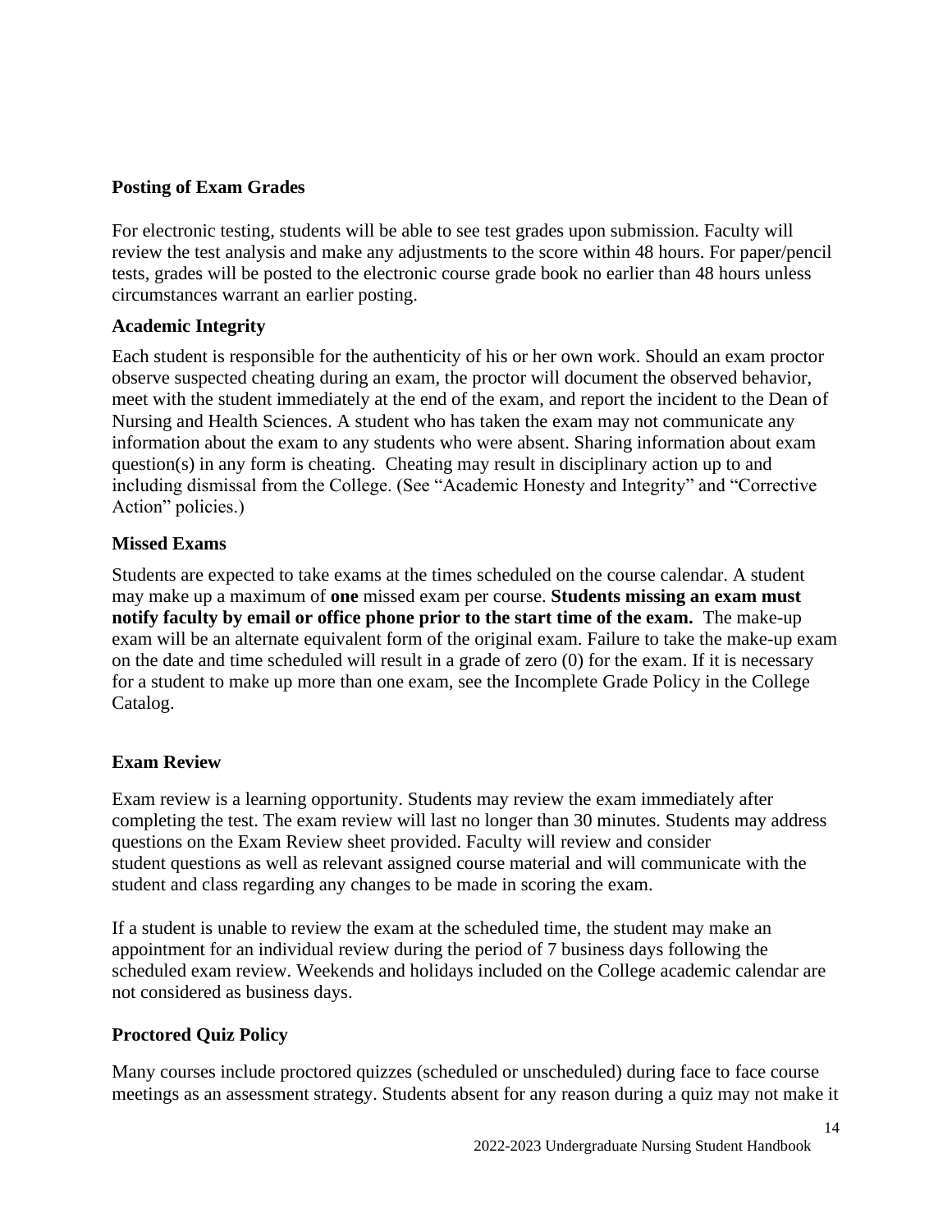**Posting of Exam Grades**

For electronic testing, students will be able to see test grades upon submission. Faculty will review the test analysis and make any adjustments to the score within 48 hours. For paper/pencil tests, grades will be posted to the electronic course grade book no earlier than 48 hours unless circumstances warrant an earlier posting.

**Academic Integrity**

Each student is responsible for the authenticity of his or her own work. Should an exam proctor observe suspected cheating during an exam, the proctor will document the observed behavior, meet with the student immediately at the end of the exam, and report the incident to the Dean of Nursing and Health Sciences. A student who has taken the exam may not communicate any information about the exam to any students who were absent. Sharing information about exam question(s) in any form is cheating. Cheating may result in disciplinary action up to and including dismissal from the College. (See "Academic Honesty and Integrity" and "Corrective Action" policies.)

**Missed Exams**

Students are expected to take exams at the times scheduled on the course calendar. A student may make up a maximum of **one** missed exam per course. **Students missing an exam must notify faculty by email or office phone prior to the start time of the exam.** The make-up exam will be an alternate equivalent form of the original exam. Failure to take the make-up exam on the date and time scheduled will result in a grade of zero (0) for the exam. If it is necessary for a student to make up more than one exam, see the Incomplete Grade Policy in the College Catalog.

**Exam Review**

Exam review is a learning opportunity. Students may review the exam immediately after completing the test. The exam review will last no longer than 30 minutes. Students may address questions on the Exam Review sheet provided. Faculty will review and consider student questions as well as relevant assigned course material and will communicate with the student and class regarding any changes to be made in scoring the exam.

If a student is unable to review the exam at the scheduled time, the student may make an appointment for an individual review during the period of 7 business days following the scheduled exam review. Weekends and holidays included on the College academic calendar are not considered as business days.

**Proctored Quiz Policy**

Many courses include proctored quizzes (scheduled or unscheduled) during face to face course meetings as an assessment strategy. Students absent for any reason during a quiz may not make it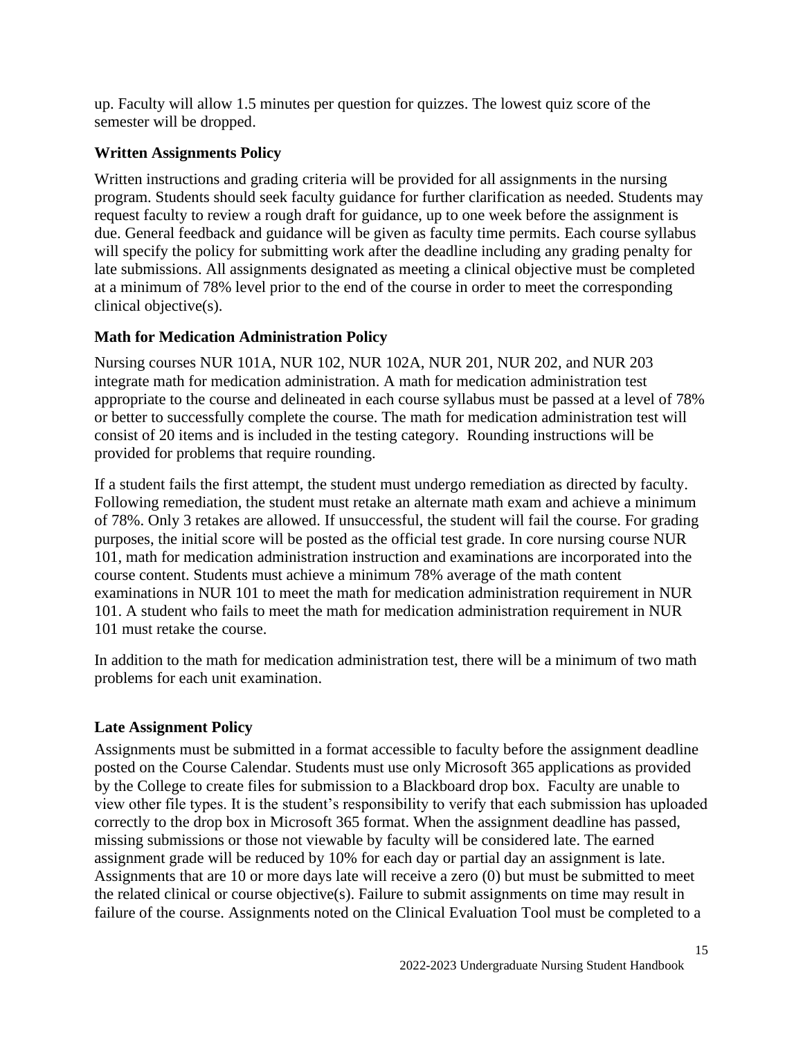up. Faculty will allow 1.5 minutes per question for quizzes. The lowest quiz score of the semester will be dropped.

### Written Assignments Policy

Written instructions and grading criteria will be provided for all assignments in the nursing program. Students should seek faculty guidance for further clarification as needed. Students may request faculty to review a rough draft for guidance, up to one week before the assignment is due. General feedback and guidance will be given as faculty time permits. Each course syllabus will specify the policy for submitting work after the deadline including any grading penalty for late submissions. All assignments designated as meeting a clinical objective must be completed at a minimum of 78% level prior to the end of the course in order to meet the corresponding clinical objective(s).

### Math for Medication Administration Policy

Nursing courses NUR 101A, NUR 102, NUR 102A, NUR 201, NUR 202, and NUR 203 integrate math for medication administration. A math for medication administration test appropriate to the course and delineated in each course syllabus must be passed at a level of 78% or better to successfully complete the course. The math for medication administration test will consist of 20 items and is included in the testing category. Rounding instructions will be provided for problems that require rounding.

If a student fails the first attempt, the student must undergo remediation as directed by faculty. Following remediation, the student must retake an alternate math exam and achieve a minimum of 78%. Only 3 retakes are allowed. If unsuccessful, the student will fail the course. For grading purposes, the initial score will be posted as the official test grade. In core nursing course NUR 101, math for medication administration instruction and examinations are incorporated into the course content. Students must achieve a minimum 78% average of the math content examinations in NUR 101 to meet the math for medication administration requirement in NUR 101. A student who fails to meet the math for medication administration requirement in NUR 101 must retake the course.

In addition to the math for medication administration test, there will be a minimum of two math problems for each unit examination.

### Late Assignment Policy

Assignments must be submitted in a format accessible to faculty before the assignment deadline posted on the Course Calendar. Students must use only Microsoft 365 applications as provided by the College to create files for submission to a Blackboard drop box. Faculty are unable to view other file types. It is the student's responsibility to verify that each submission has uploaded correctly to the drop box in Microsoft 365 format. When the assignment deadline has passed, missing submissions or those not viewable by faculty will be considered late. The earned assignment grade will be reduced by 10% for each day or partial day an assignment is late. Assignments that are 10 or more days late will receive a zero (0) but must be submitted to meet the related clinical or course objective(s). Failure to submit assignments on time may result in failure of the course. Assignments noted on the Clinical Evaluation Tool must be completed to a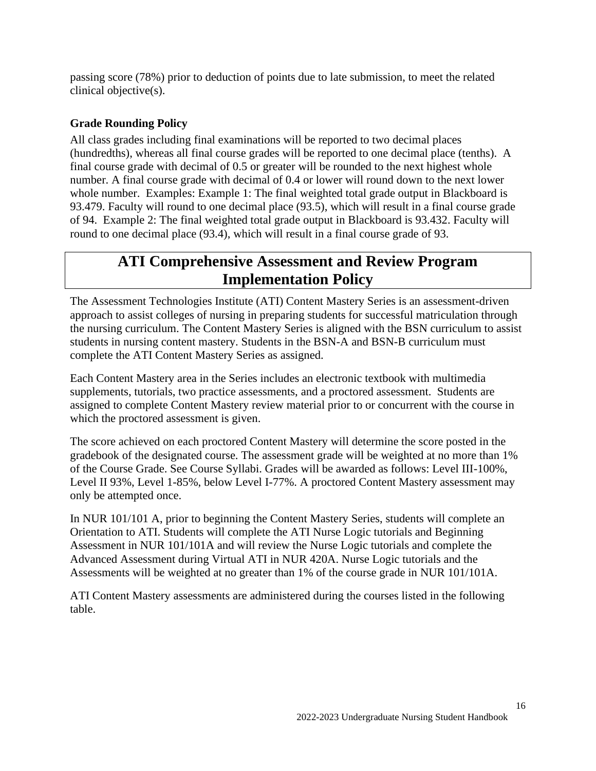passing score (78%) prior to deduction of points due to late submission, to meet the related clinical objective(s).

### Grade Rounding Policy

All class grades including final examinations will be reported to two decimal places (hundredths), whereas all final course grades will be reported to one decimal place (tenths). A final course grade with decimal of 0.5 or greater will be rounded to the next highest whole number. A final course grade with decimal of 0.4 or lower will round down to the next lower whole number. Examples: Example 1: The final weighted total grade output in Blackboard is 93.479. Faculty will round to one decimal place (93.5), which will result in a final course grade of 94. Example 2: The final weighted total grade output in Blackboard is 93.432. Faculty will round to one decimal place (93.4), which will result in a final course grade of 93.

## ATI Comprehensive Assessment and Review Program Implementation Policy

The Assessment Technologies Institute (ATI) Content Mastery Series is an assessment-driven approach to assist colleges of nursing in preparing students for successful matriculation through the nursing curriculum. The Content Mastery Series is aligned with the BSN curriculum to assist students in nursing content mastery. Students in the BSN-A and BSN-B curriculum must complete the ATI Content Mastery Series as assigned.

Each Content Mastery area in the Series includes an electronic textbook with multimedia supplements, tutorials, two practice assessments, and a proctored assessment. Students are assigned to complete Content Mastery review material prior to or concurrent with the course in which the proctored assessment is given.

The score achieved on each proctored Content Mastery will determine the score posted in the gradebook of the designated course. The assessment grade will be weighted at no more than 1% of the Course Grade. See Course Syllabi. Grades will be awarded as follows: Level III-100%, Level II 93%, Level 1-85%, below Level I-77%. A proctored Content Mastery assessment may only be attempted once.

In NUR 101/101 A, prior to beginning the Content Mastery Series, students will complete an Orientation to ATI. Students will complete the ATI Nurse Logic tutorials and Beginning Assessment in NUR 101/101A and will review the Nurse Logic tutorials and complete the Advanced Assessment during Virtual ATI in NUR 420A. Nurse Logic tutorials and the Assessments will be weighted at no greater than 1% of the course grade in NUR 101/101A.

ATI Content Mastery assessments are administered during the courses listed in the following table.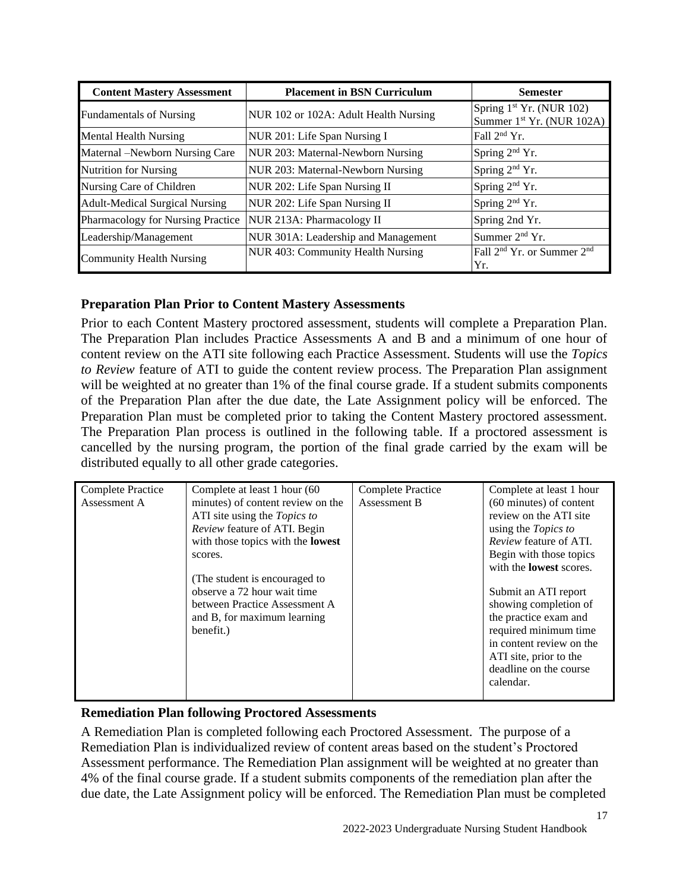| Content Mastery Assessment | Placement in BSN Curriculum | Semester |
| --- | --- | --- |
| Fundamentals of Nursing | NUR 102 or 102A: Adult Health Nursing | Spring 1st Yr. (NUR 102)<br>Summer 1st Yr. (NUR 102A) |
| Mental Health Nursing | NUR 201: Life Span Nursing I | Fall 2nd Yr. |
| Maternal –Newborn Nursing Care | NUR 203: Maternal-Newborn Nursing | Spring 2nd Yr. |
| Nutrition for Nursing | NUR 203: Maternal-Newborn Nursing | Spring 2nd Yr. |
| Nursing Care of Children | NUR 202: Life Span Nursing II | Spring 2nd Yr. |
| Adult-Medical Surgical Nursing | NUR 202: Life Span Nursing II | Spring 2nd Yr. |
| Pharmacology for Nursing Practice | NUR 213A: Pharmacology II | Spring 2nd Yr. |
| Leadership/Management | NUR 301A: Leadership and Management | Summer 2nd Yr. |
| Community Health Nursing | NUR 403: Community Health Nursing | Fall 2nd Yr. or Summer 2nd Yr. |

### Preparation Plan Prior to Content Mastery Assessments

Prior to each Content Mastery proctored assessment, students will complete a Preparation Plan. The Preparation Plan includes Practice Assessments A and B and a minimum of one hour of content review on the ATI site following each Practice Assessment. Students will use the *Topics to Review* feature of ATI to guide the content review process. The Preparation Plan assignment will be weighted at no greater than 1% of the final course grade. If a student submits components of the Preparation Plan after the due date, the Late Assignment policy will be enforced. The Preparation Plan must be completed prior to taking the Content Mastery proctored assessment. The Preparation Plan process is outlined in the following table. If a proctored assessment is cancelled by the nursing program, the portion of the final grade carried by the exam will be distributed equally to all other grade categories.

| | | | |
| --- | --- | --- | --- |
| Complete Practice Assessment A | Complete at least 1 hour (60 minutes) of content review on the ATI site using the *Topics to Review* feature of ATI. Begin with those topics with the **lowest** scores.<br><br>(The student is encouraged to observe a 72 hour wait time between Practice Assessment A and B, for maximum learning benefit.) | Complete Practice Assessment B | Complete at least 1 hour (60 minutes) of content review on the ATI site using the *Topics to Review* feature of ATI. Begin with those topics with the **lowest** scores.<br><br>Submit an ATI report showing completion of the practice exam and required minimum time in content review on the ATI site, prior to the deadline on the course calendar. |

### Remediation Plan following Proctored Assessments

A Remediation Plan is completed following each Proctored Assessment. The purpose of a Remediation Plan is individualized review of content areas based on the student's Proctored Assessment performance. The Remediation Plan assignment will be weighted at no greater than 4% of the final course grade. If a student submits components of the remediation plan after the due date, the Late Assignment policy will be enforced. The Remediation Plan must be completed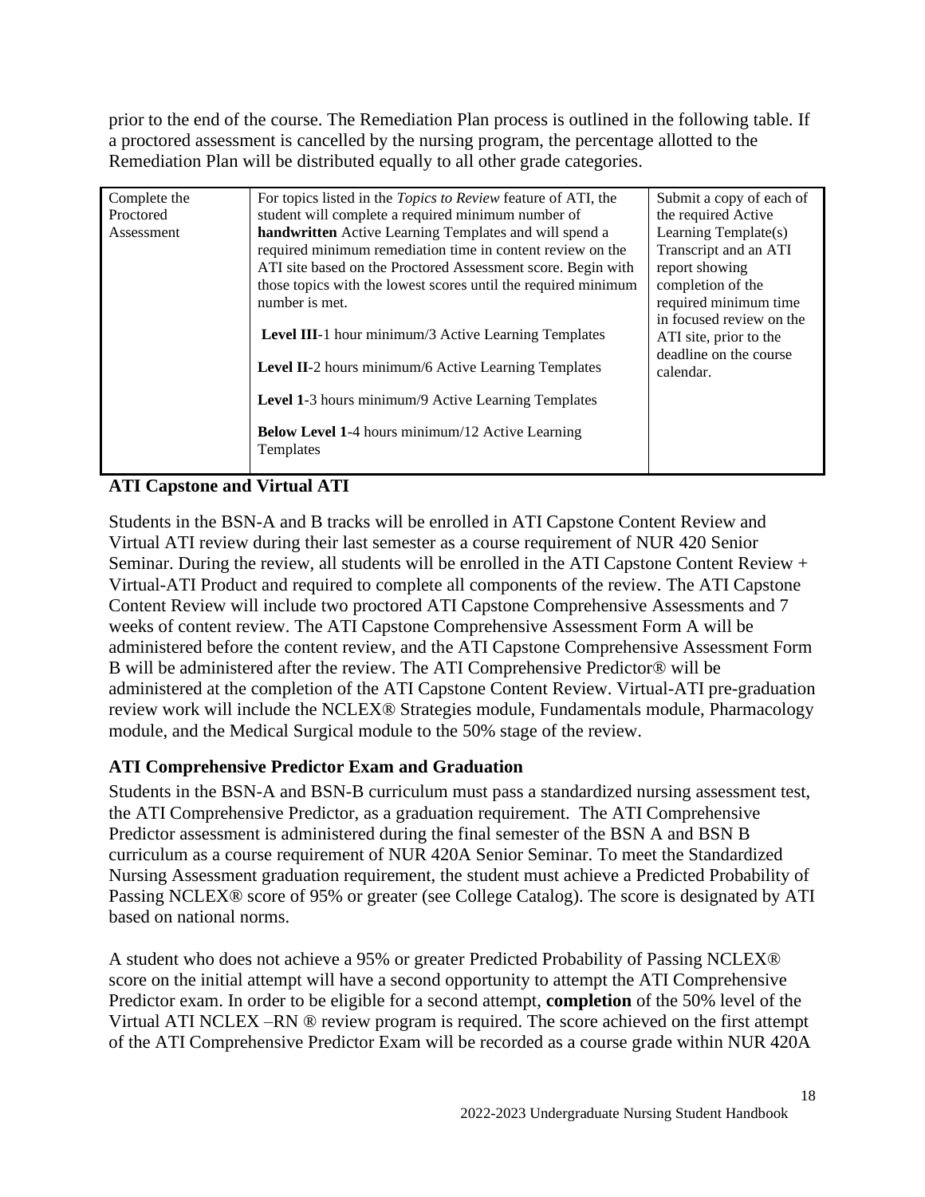prior to the end of the course. The Remediation Plan process is outlined in the following table. If a proctored assessment is cancelled by the nursing program, the percentage allotted to the Remediation Plan will be distributed equally to all other grade categories.

| | | |
|---|---|---|
| Complete the Proctored Assessment | For topics listed in the *Topics to Review* feature of ATI, the student will complete a required minimum number of **handwritten** Active Learning Templates and will spend a required minimum remediation time in content review on the ATI site based on the Proctored Assessment score. Begin with those topics with the lowest scores until the required minimum number is met.<br><br>**Level III**-1 hour minimum/3 Active Learning Templates<br><br>**Level II**-2 hours minimum/6 Active Learning Templates<br><br>**Level 1**-3 hours minimum/9 Active Learning Templates<br><br>**Below Level 1**-4 hours minimum/12 Active Learning Templates | Submit a copy of each of the required Active Learning Template(s) Transcript and an ATI report showing completion of the required minimum time in focused review on the ATI site, prior to the deadline on the course calendar. |

### ATI Capstone and Virtual ATI

Students in the BSN-A and B tracks will be enrolled in ATI Capstone Content Review and Virtual ATI review during their last semester as a course requirement of NUR 420 Senior Seminar. During the review, all students will be enrolled in the ATI Capstone Content Review + Virtual-ATI Product and required to complete all components of the review. The ATI Capstone Content Review will include two proctored ATI Capstone Comprehensive Assessments and 7 weeks of content review. The ATI Capstone Comprehensive Assessment Form A will be administered before the content review, and the ATI Capstone Comprehensive Assessment Form B will be administered after the review. The ATI Comprehensive Predictor® will be administered at the completion of the ATI Capstone Content Review. Virtual-ATI pre-graduation review work will include the NCLEX® Strategies module, Fundamentals module, Pharmacology module, and the Medical Surgical module to the 50% stage of the review.

### ATI Comprehensive Predictor Exam and Graduation

Students in the BSN-A and BSN-B curriculum must pass a standardized nursing assessment test, the ATI Comprehensive Predictor, as a graduation requirement. The ATI Comprehensive Predictor assessment is administered during the final semester of the BSN A and BSN B curriculum as a course requirement of NUR 420A Senior Seminar. To meet the Standardized Nursing Assessment graduation requirement, the student must achieve a Predicted Probability of Passing NCLEX® score of 95% or greater (see College Catalog). The score is designated by ATI based on national norms.

A student who does not achieve a 95% or greater Predicted Probability of Passing NCLEX® score on the initial attempt will have a second opportunity to attempt the ATI Comprehensive Predictor exam. In order to be eligible for a second attempt, **completion** of the 50% level of the Virtual ATI NCLEX –RN ® review program is required. The score achieved on the first attempt of the ATI Comprehensive Predictor Exam will be recorded as a course grade within NUR 420A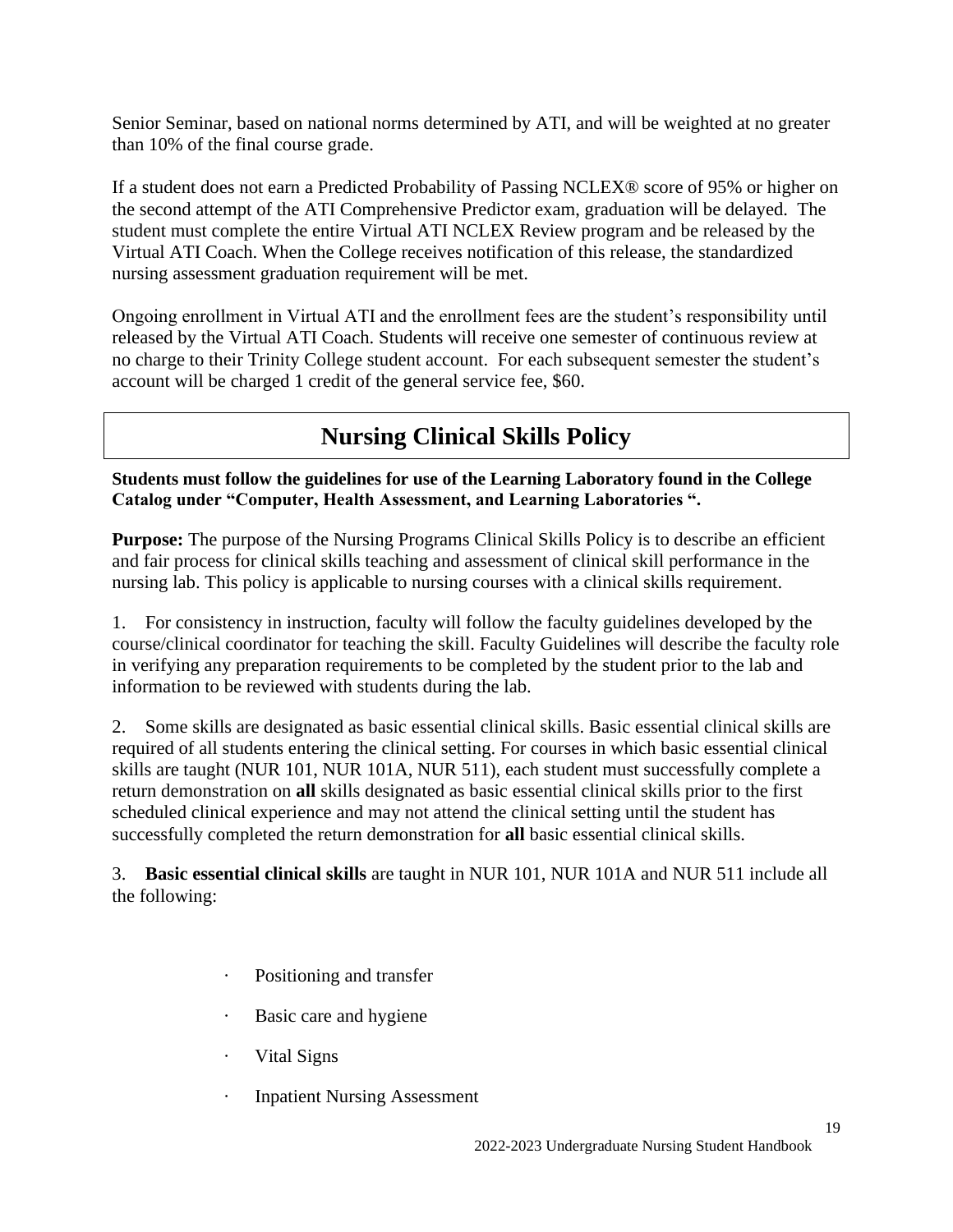Senior Seminar, based on national norms determined by ATI, and will be weighted at no greater than 10% of the final course grade.

If a student does not earn a Predicted Probability of Passing NCLEX® score of 95% or higher on the second attempt of the ATI Comprehensive Predictor exam, graduation will be delayed. The student must complete the entire Virtual ATI NCLEX Review program and be released by the Virtual ATI Coach. When the College receives notification of this release, the standardized nursing assessment graduation requirement will be met.

Ongoing enrollment in Virtual ATI and the enrollment fees are the student's responsibility until released by the Virtual ATI Coach. Students will receive one semester of continuous review at no charge to their Trinity College student account. For each subsequent semester the student's account will be charged 1 credit of the general service fee, $60.

# Nursing Clinical Skills Policy

**Students must follow the guidelines for use of the Learning Laboratory found in the College Catalog under "Computer, Health Assessment, and Learning Laboratories ".**

**Purpose:** The purpose of the Nursing Programs Clinical Skills Policy is to describe an efficient and fair process for clinical skills teaching and assessment of clinical skill performance in the nursing lab. This policy is applicable to nursing courses with a clinical skills requirement.

1. For consistency in instruction, faculty will follow the faculty guidelines developed by the course/clinical coordinator for teaching the skill. Faculty Guidelines will describe the faculty role in verifying any preparation requirements to be completed by the student prior to the lab and information to be reviewed with students during the lab.

2. Some skills are designated as basic essential clinical skills. Basic essential clinical skills are required of all students entering the clinical setting. For courses in which basic essential clinical skills are taught (NUR 101, NUR 101A, NUR 511), each student must successfully complete a return demonstration on **all** skills designated as basic essential clinical skills prior to the first scheduled clinical experience and may not attend the clinical setting until the student has successfully completed the return demonstration for **all** basic essential clinical skills.

3. **Basic essential clinical skills** are taught in NUR 101, NUR 101A and NUR 511 include all the following:

- Positioning and transfer
- Basic care and hygiene
- Vital Signs
- Inpatient Nursing Assessment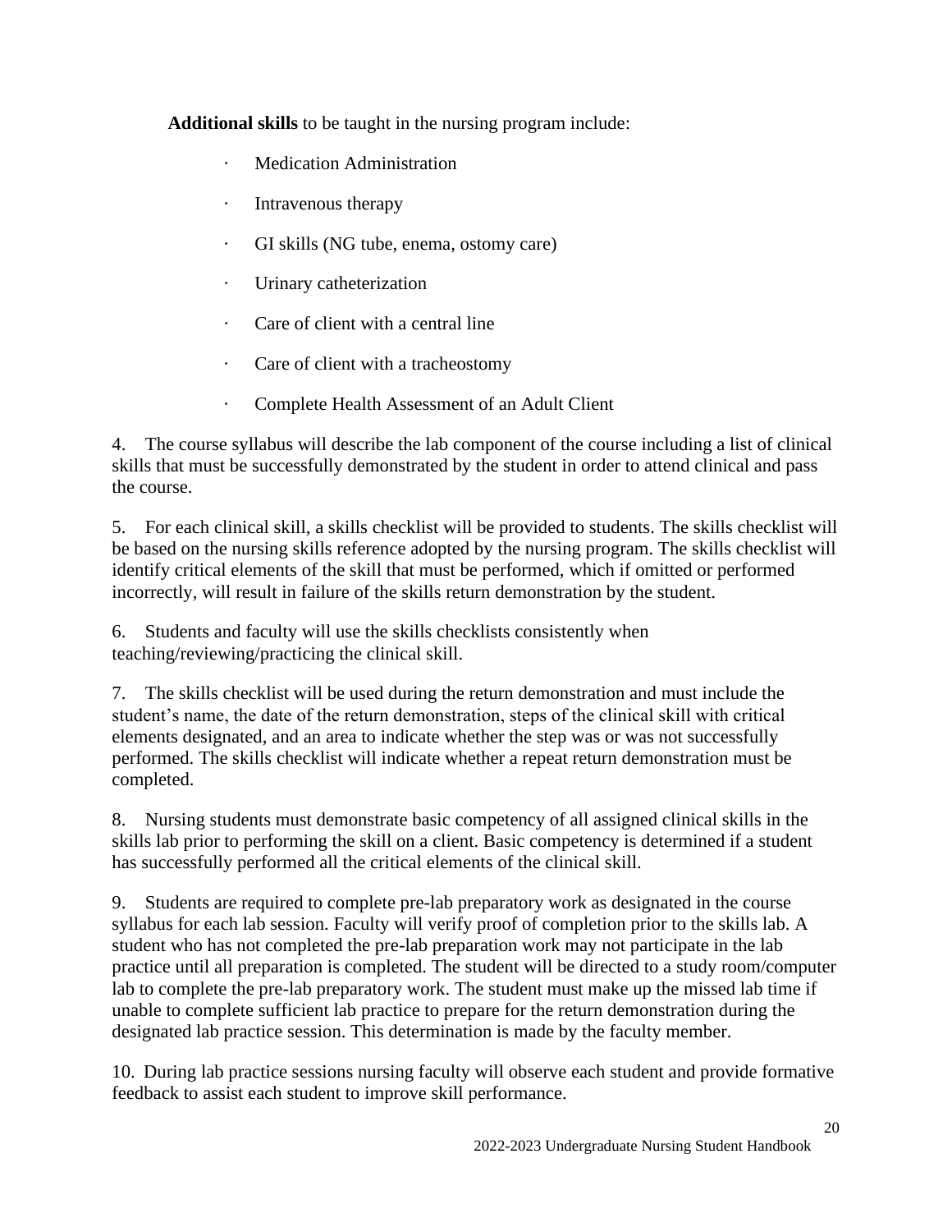**Additional skills** to be taught in the nursing program include:

- Medication Administration
- Intravenous therapy
- GI skills (NG tube, enema, ostomy care)
- Urinary catheterization
- Care of client with a central line
- Care of client with a tracheostomy
- Complete Health Assessment of an Adult Client

4. The course syllabus will describe the lab component of the course including a list of clinical skills that must be successfully demonstrated by the student in order to attend clinical and pass the course.

5. For each clinical skill, a skills checklist will be provided to students. The skills checklist will be based on the nursing skills reference adopted by the nursing program. The skills checklist will identify critical elements of the skill that must be performed, which if omitted or performed incorrectly, will result in failure of the skills return demonstration by the student.

6. Students and faculty will use the skills checklists consistently when teaching/reviewing/practicing the clinical skill.

7. The skills checklist will be used during the return demonstration and must include the student's name, the date of the return demonstration, steps of the clinical skill with critical elements designated, and an area to indicate whether the step was or was not successfully performed. The skills checklist will indicate whether a repeat return demonstration must be completed.

8. Nursing students must demonstrate basic competency of all assigned clinical skills in the skills lab prior to performing the skill on a client. Basic competency is determined if a student has successfully performed all the critical elements of the clinical skill.

9. Students are required to complete pre-lab preparatory work as designated in the course syllabus for each lab session. Faculty will verify proof of completion prior to the skills lab. A student who has not completed the pre-lab preparation work may not participate in the lab practice until all preparation is completed. The student will be directed to a study room/computer lab to complete the pre-lab preparatory work. The student must make up the missed lab time if unable to complete sufficient lab practice to prepare for the return demonstration during the designated lab practice session. This determination is made by the faculty member.

10. During lab practice sessions nursing faculty will observe each student and provide formative feedback to assist each student to improve skill performance.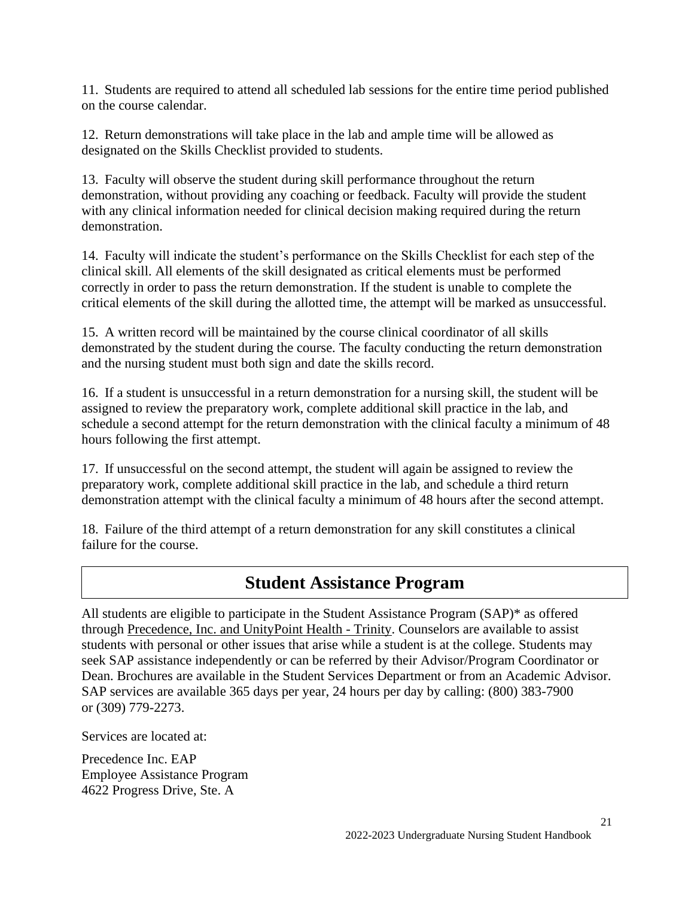11. Students are required to attend all scheduled lab sessions for the entire time period published on the course calendar.

12. Return demonstrations will take place in the lab and ample time will be allowed as designated on the Skills Checklist provided to students.

13. Faculty will observe the student during skill performance throughout the return demonstration, without providing any coaching or feedback. Faculty will provide the student with any clinical information needed for clinical decision making required during the return demonstration.

14. Faculty will indicate the student's performance on the Skills Checklist for each step of the clinical skill. All elements of the skill designated as critical elements must be performed correctly in order to pass the return demonstration. If the student is unable to complete the critical elements of the skill during the allotted time, the attempt will be marked as unsuccessful.

15. A written record will be maintained by the course clinical coordinator of all skills demonstrated by the student during the course. The faculty conducting the return demonstration and the nursing student must both sign and date the skills record.

16. If a student is unsuccessful in a return demonstration for a nursing skill, the student will be assigned to review the preparatory work, complete additional skill practice in the lab, and schedule a second attempt for the return demonstration with the clinical faculty a minimum of 48 hours following the first attempt.

17. If unsuccessful on the second attempt, the student will again be assigned to review the preparatory work, complete additional skill practice in the lab, and schedule a third return demonstration attempt with the clinical faculty a minimum of 48 hours after the second attempt.

18. Failure of the third attempt of a return demonstration for any skill constitutes a clinical failure for the course.

## Student Assistance Program

All students are eligible to participate in the Student Assistance Program (SAP)* as offered through Precedence, Inc. and UnityPoint Health - Trinity. Counselors are available to assist students with personal or other issues that arise while a student is at the college. Students may seek SAP assistance independently or can be referred by their Advisor/Program Coordinator or Dean. Brochures are available in the Student Services Department or from an Academic Advisor. SAP services are available 365 days per year, 24 hours per day by calling: (800) 383-7900 or (309) 779-2273.

Services are located at:

Precedence Inc. EAP
Employee Assistance Program
4622 Progress Drive, Ste. A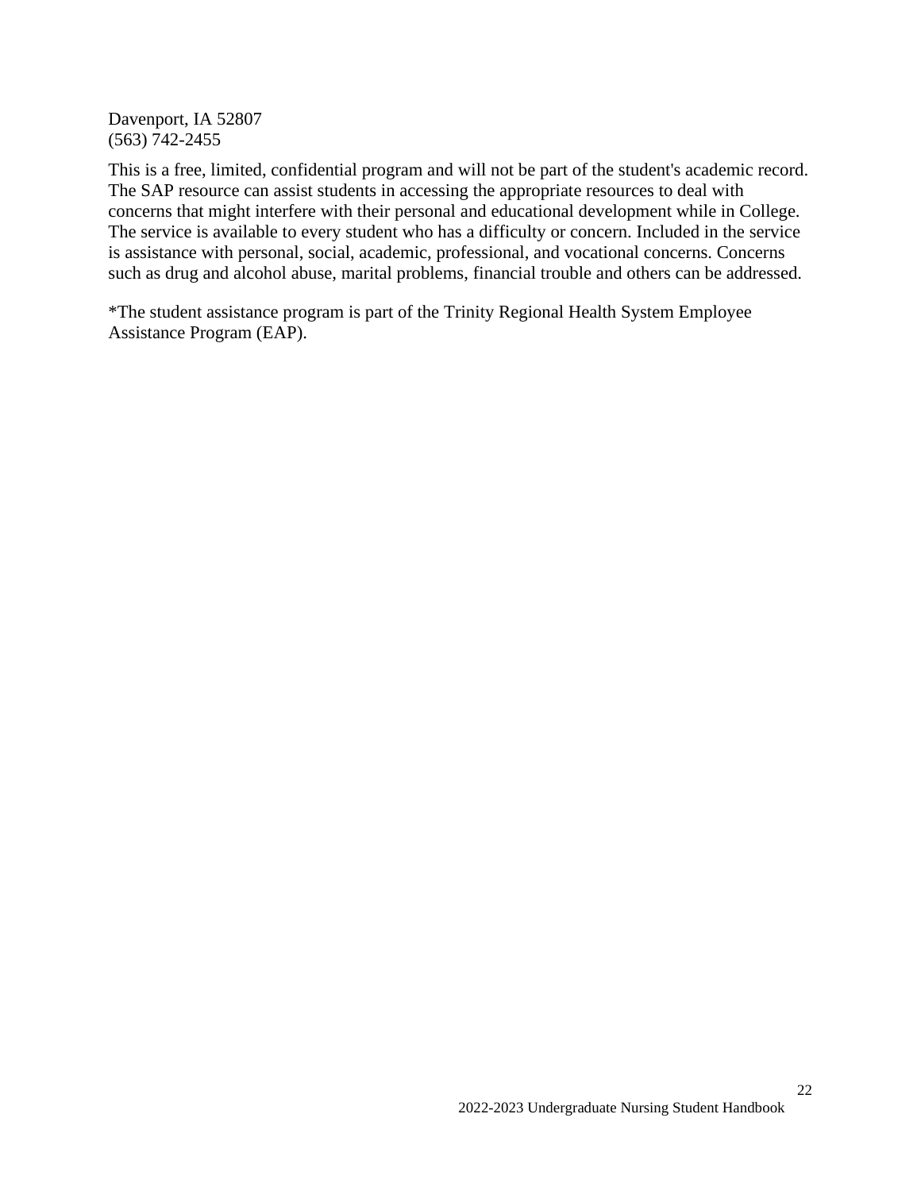Davenport, IA 52807
(563) 742-2455

This is a free, limited, confidential program and will not be part of the student's academic record. The SAP resource can assist students in accessing the appropriate resources to deal with concerns that might interfere with their personal and educational development while in College. The service is available to every student who has a difficulty or concern. Included in the service is assistance with personal, social, academic, professional, and vocational concerns. Concerns such as drug and alcohol abuse, marital problems, financial trouble and others can be addressed.

*The student assistance program is part of the Trinity Regional Health System Employee Assistance Program (EAP).